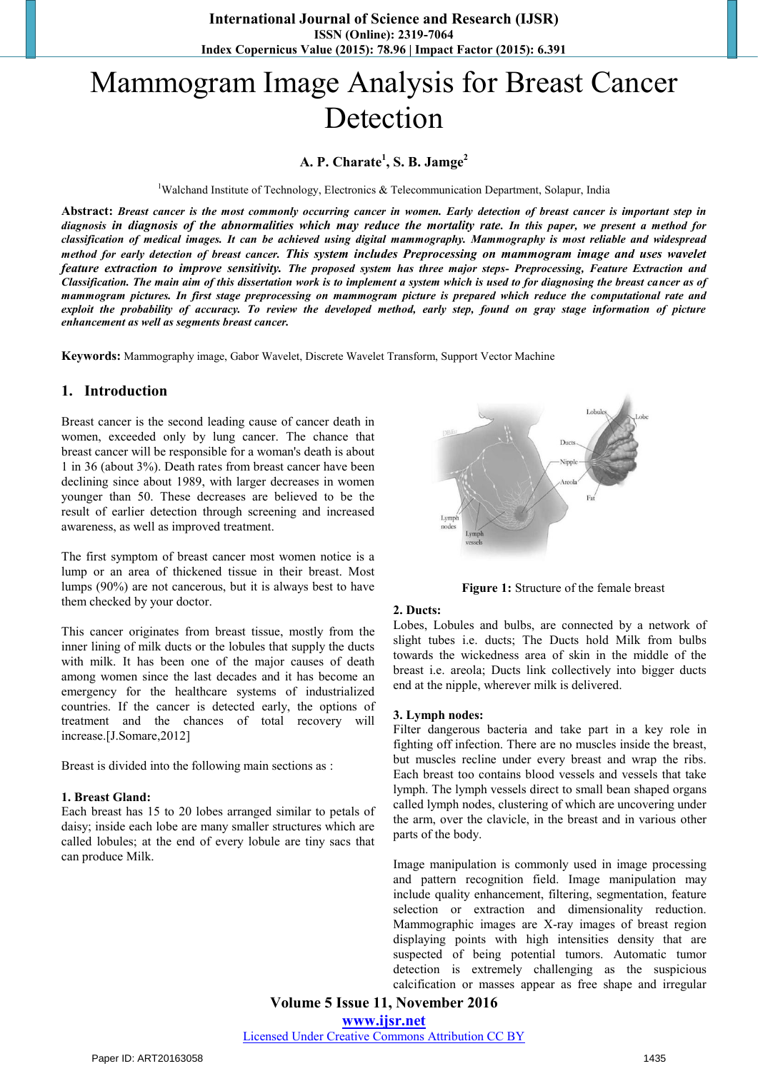# Mammogram Image Analysis for Breast Cancer Detection

**A. P. Charate[1], S. B. Jamge[2]**

[1]Walchand Institute of Technology, Electronics & Telecommunication Department, Solapur, India

**Abstract:** ***Breast cancer is the most commonly occurring cancer in women. Early detection of breast cancer is important step in diagnosis in diagnosis of the abnormalities which may reduce the mortality rate. In this paper, we present a method for classification of medical images. It can be achieved using digital mammography. Mammography is most reliable and widespread method for early detection of breast cancer. This system includes Preprocessing on mammogram image and uses wavelet feature extraction to improve sensitivity. The proposed system has three major steps- Preprocessing, Feature Extraction and Classification. The main aim of this dissertation work is to implement a system which is used to for diagnosing the breast cancer as of mammogram pictures. In first stage preprocessing on mammogram picture is prepared which reduce the computational rate and exploit the probability of accuracy. To review the developed method, early step, found on gray stage information of picture enhancement as well as segments breast cancer.***

**Keywords:** Mammography image, Gabor Wavelet, Discrete Wavelet Transform, Support Vector Machine

## 1. Introduction

Breast cancer is the second leading cause of cancer death in women, exceeded only by lung cancer. The chance that breast cancer will be responsible for a woman's death is about 1 in 36 (about 3%). Death rates from breast cancer have been declining since about 1989, with larger decreases in women younger than 50. These decreases are believed to be the result of earlier detection through screening and increased awareness, as well as improved treatment.

The first symptom of breast cancer most women notice is a lump or an area of thickened tissue in their breast. Most lumps (90%) are not cancerous, but it is always best to have them checked by your doctor.

This cancer originates from breast tissue, mostly from the inner lining of milk ducts or the lobules that supply the ducts with milk. It has been one of the major causes of death among women since the last decades and it has become an emergency for the healthcare systems of industrialized countries. If the cancer is detected early, the options of treatment and the chances of total recovery will increase.[J.Somare,2012]

Breast is divided into the following main sections as :

**1. Breast Gland:**
Each breast has 15 to 20 lobes arranged similar to petals of daisy; inside each lobe are many smaller structures which are called lobules; at the end of every lobule are tiny sacs that can produce Milk.

Lobules
Lobe
Ducts
Nipple
Areola
Fat
Lymph nodes
Lymph vessels

**Figure 1:** Structure of the female breast

**2. Ducts:**
Lobes, Lobules and bulbs, are connected by a network of slight tubes i.e. ducts; The Ducts hold Milk from bulbs towards the wickedness area of skin in the middle of the breast i.e. areola; Ducts link collectively into bigger ducts end at the nipple, wherever milk is delivered.

**3. Lymph nodes:**
Filter dangerous bacteria and take part in a key role in fighting off infection. There are no muscles inside the breast, but muscles recline under every breast and wrap the ribs. Each breast too contains blood vessels and vessels that take lymph. The lymph vessels direct to small bean shaped organs called lymph nodes, clustering of which are uncovering under the arm, over the clavicle, in the breast and in various other parts of the body.

Image manipulation is commonly used in image processing and pattern recognition field. Image manipulation may include quality enhancement, filtering, segmentation, feature selection or extraction and dimensionality reduction. Mammographic images are X-ray images of breast region displaying points with high intensities density that are suspected of being potential tumors. Automatic tumor detection is extremely challenging as the suspicious calcification or masses appear as free shape and irregular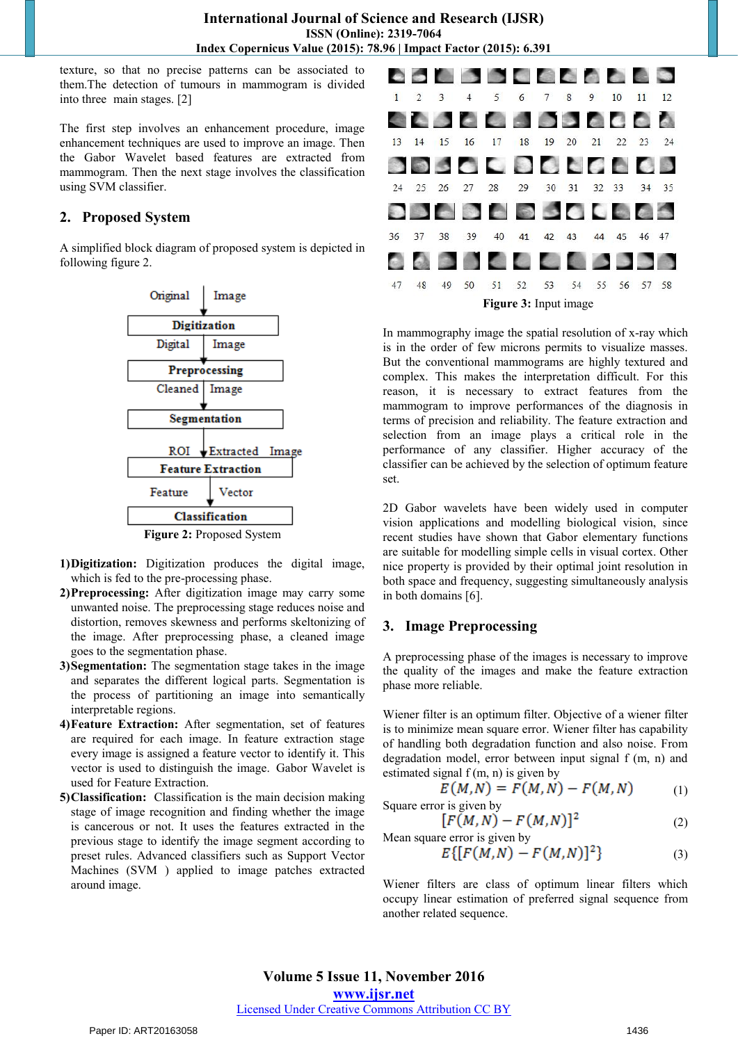texture, so that no precise patterns can be associated to them.The detection of tumours in mammogram is divided into three main stages. [2]

The first step involves an enhancement procedure, image enhancement techniques are used to improve an image. Then the Gabor Wavelet based features are extracted from mammogram. Then the next stage involves the classification using SVM classifier.

## 2. Proposed System

A simplified block diagram of proposed system is depicted in following figure 2.

Original Image

Digitization

Digital Image

Preprocessing

Cleaned Image

Segmentation

ROI Extracted Image

Feature Extraction

Feature Vector

Classification

**Figure 2:** Proposed System

1) **Digitization:** Digitization produces the digital image, which is fed to the pre-processing phase.
2) **Preprocessing:** After digitization image may carry some unwanted noise. The preprocessing stage reduces noise and distortion, removes skewness and performs skeltonizing of the image. After preprocessing phase, a cleaned image goes to the segmentation phase.
3) **Segmentation:** The segmentation stage takes in the image and separates the different logical parts. Segmentation is the process of partitioning an image into semantically interpretable regions.
4) **Feature Extraction:** After segmentation, set of features are required for each image. In feature extraction stage every image is assigned a feature vector to identify it. This vector is used to distinguish the image. Gabor Wavelet is used for Feature Extraction.
5) **Classification:** Classification is the main decision making stage of image recognition and finding whether the image is cancerous or not. It uses the features extracted in the previous stage to identify the image segment according to preset rules. Advanced classifiers such as Support Vector Machines (SVM ) applied to image patches extracted around image.

1 2 3 4 5 6 7 8 9 10 11 12

13 14 15 16 17 18 19 20 21 22 23 24

24 25 26 27 28 29 30 31 32 33 34 35

36 37 38 39 40 41 42 43 44 45 46 47

47 48 49 50 51 52 53 54 55 56 57 58

**Figure 3:** Input image

In mammography image the spatial resolution of x-ray which is in the order of few microns permits to visualize masses. But the conventional mammograms are highly textured and complex. This makes the interpretation difficult. For this reason, it is necessary to extract features from the mammogram to improve performances of the diagnosis in terms of precision and reliability. The feature extraction and selection from an image plays a critical role in the performance of any classifier. Higher accuracy of the classifier can be achieved by the selection of optimum feature set.

2D Gabor wavelets have been widely used in computer vision applications and modelling biological vision, since recent studies have shown that Gabor elementary functions are suitable for modelling simple cells in visual cortex. Other nice property is provided by their optimal joint resolution in both space and frequency, suggesting simultaneously analysis in both domains [6].

## 3. Image Preprocessing

A preprocessing phase of the images is necessary to improve the quality of the images and make the feature extraction phase more reliable.

Wiener filter is an optimum filter. Objective of a wiener filter is to minimize mean square error. Wiener filter has capability of handling both degradation function and also noise. From degradation model, error between input signal f (m, n) and estimated signal f (m, n) is given by

$$E(M,N) = F(M,N) - F(M,N) \quad (1)$$

Square error is given by

$$[F(M,N) - F(M,N)]^2 \quad (2)$$

Mean square error is given by

$$E\{[F(M,N) - F(M,N)]^2\} \quad (3)$$

Wiener filters are class of optimum linear filters which occupy linear estimation of preferred signal sequence from another related sequence.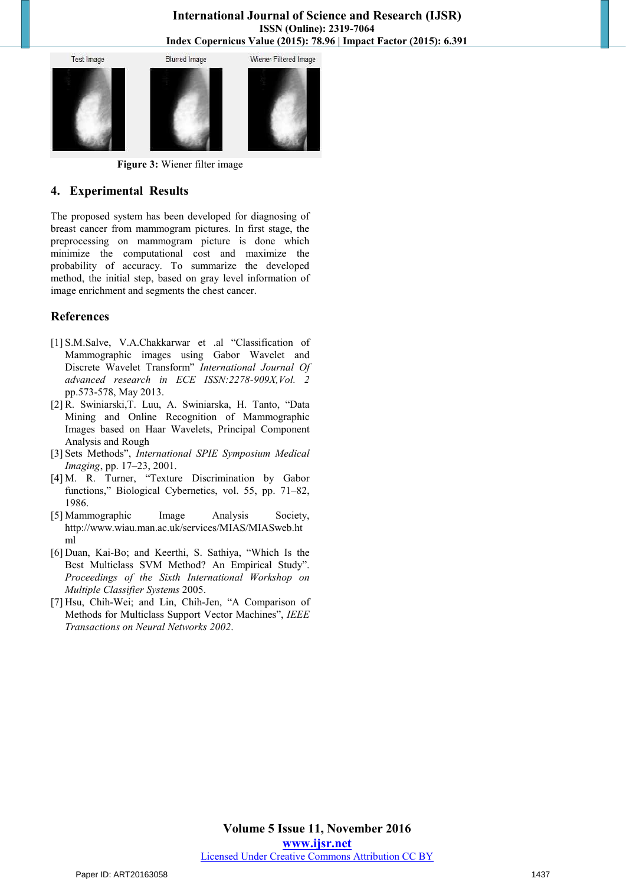Test Image

Blurred Image

Wiener Filtered Image

**Figure 3:** Wiener filter image

## 4. Experimental Results

The proposed system has been developed for diagnosing of breast cancer from mammogram pictures. In first stage, the preprocessing on mammogram picture is done which minimize the computational cost and maximize the probability of accuracy. To summarize the developed method, the initial step, based on gray level information of image enrichment and segments the chest cancer.

## References

[1] S.M.Salve, V.A.Chakkarwar et .al "Classification of Mammographic images using Gabor Wavelet and Discrete Wavelet Transform" *International Journal Of advanced research in ECE ISSN:2278-909X,Vol. 2* pp.573-578, May 2013.

[2] R. Swiniarski,T. Luu, A. Swiniarska, H. Tanto, "Data Mining and Online Recognition of Mammographic Images based on Haar Wavelets, Principal Component Analysis and Rough

[3] Sets Methods", *International SPIE Symposium Medical Imaging*, pp. 17–23, 2001.

[4] M. R. Turner, "Texture Discrimination by Gabor functions," Biological Cybernetics, vol. 55, pp. 71–82, 1986.

[5] Mammographic Image Analysis Society, http://www.wiau.man.ac.uk/services/MIAS/MIASweb.html

[6] Duan, Kai-Bo; and Keerthi, S. Sathiya, "Which Is the Best Multiclass SVM Method? An Empirical Study". *Proceedings of the Sixth International Workshop on Multiple Classifier Systems* 2005.

[7] Hsu, Chih-Wei; and Lin, Chih-Jen, "A Comparison of Methods for Multiclass Support Vector Machines", *IEEE Transactions on Neural Networks 2002*.